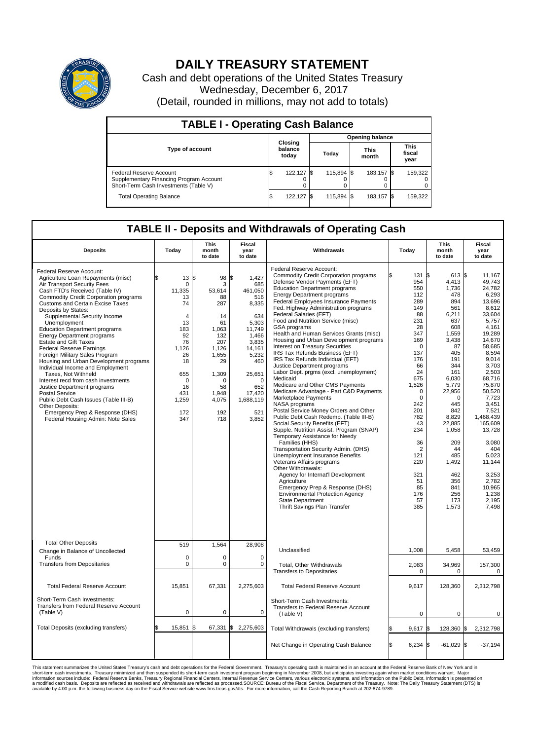# DAILY TREASURY STATEMENT

Cash and debt operations of the United States Treasury
Wednesday, December 6, 2017
(Detail, rounded in millions, may not add to totals)

## TABLE I - Operating Cash Balance

| Type of account | Closing balance today | Opening balance Today | Opening balance This month | Opening balance This fiscal year |
|---|---|---|---|---|
| Federal Reserve Account | $ 122,127 | $ 115,894 | $ 183,157 | $ 159,322 |
| Supplementary Financing Program Account | 0 | 0 | 0 | 0 |
| Short-Term Cash Investments (Table V) | 0 | 0 | 0 | 0 |
| Total Operating Balance | $ 122,127 | $ 115,894 | $ 183,157 | $ 159,322 |

## TABLE II - Deposits and Withdrawals of Operating Cash

| Deposits | Today | This month to date | Fiscal year to date |
|---|---|---|---|
| Federal Reserve Account: | | | |
| Agriculture Loan Repayments (misc) | $ 13 | $ 98 | $ 1,427 |
| Air Transport Security Fees | 0 | 3 | 685 |
| Cash FTD's Received (Table IV) | 11,335 | 53,614 | 461,050 |
| Commodity Credit Corporation programs | 13 | 88 | 516 |
| Customs and Certain Excise Taxes | 74 | 287 | 8,335 |
| Deposits by States: | | | |
| Supplemental Security Income | 4 | 14 | 634 |
| Unemployment | 13 | 61 | 5,303 |
| Education Department programs | 183 | 1,063 | 11,749 |
| Energy Department programs | 92 | 132 | 1,466 |
| Estate and Gift Taxes | 76 | 207 | 3,835 |
| Federal Reserve Earnings | 1,126 | 1,126 | 14,161 |
| Foreign Military Sales Program | 26 | 1,655 | 5,232 |
| Housing and Urban Development programs | 18 | 29 | 460 |
| Individual Income and Employment Taxes, Not Withheld | 655 | 1,309 | 25,651 |
| Interest recd from cash investments | 0 | 0 | 0 |
| Justice Department programs | 16 | 58 | 652 |
| Postal Service | 431 | 1,948 | 17,420 |
| Public Debt Cash Issues (Table III-B) | 1,259 | 4,075 | 1,688,119 |
| Other Deposits: | | | |
| Emergency Prep & Response (DHS) | 172 | 192 | 521 |
| Federal Housing Admin: Note Sales | 347 | 718 | 3,852 |
| Total Other Deposits | 519 | 1,564 | 28,908 |
| Change in Balance of Uncollected Funds | 0 | 0 | 0 |
| Transfers from Depositaries | 0 | 0 | 0 |
| Total Federal Reserve Account | 15,851 | 67,331 | 2,275,603 |
| Short-Term Cash Investments: Transfers from Federal Reserve Account (Table V) | 0 | 0 | 0 |
| Total Deposits (excluding transfers) | $ 15,851 | $ 67,331 | $ 2,275,603 |

| Withdrawals | Today | This month to date | Fiscal year to date |
|---|---|---|---|
| Federal Reserve Account: | | | |
| Commodity Credit Corporation programs | $ 131 | $ 613 | $ 11,167 |
| Defense Vendor Payments (EFT) | 954 | 4,413 | 49,743 |
| Education Department programs | 550 | 1,736 | 24,782 |
| Energy Department programs | 112 | 478 | 6,293 |
| Federal Employees Insurance Payments | 289 | 894 | 13,696 |
| Fed. Highway Administration programs | 149 | 561 | 8,612 |
| Federal Salaries (EFT) | 88 | 6,211 | 33,604 |
| Food and Nutrition Service (misc) | 231 | 637 | 5,757 |
| GSA programs | 28 | 608 | 4,161 |
| Health and Human Services Grants (misc) | 347 | 1,559 | 19,289 |
| Housing and Urban Development programs | 169 | 3,438 | 14,670 |
| Interest on Treasury Securities | 0 | 87 | 58,685 |
| IRS Tax Refunds Business (EFT) | 137 | 405 | 8,594 |
| IRS Tax Refunds Individual (EFT) | 176 | 191 | 9,014 |
| Justice Department programs | 66 | 344 | 3,703 |
| Labor Dept. prgms (excl. unemployment) | 24 | 161 | 2,503 |
| Medicaid | 675 | 6,030 | 68,716 |
| Medicare and Other CMS Payments | 1,526 | 5,779 | 75,870 |
| Medicare Advantage - Part C&D Payments | 0 | 22,956 | 50,520 |
| Marketplace Payments | 0 | 0 | 7,723 |
| NASA programs | 242 | 445 | 3,451 |
| Postal Service Money Orders and Other | 201 | 842 | 7,521 |
| Public Debt Cash Redemp. (Table III-B) | 782 | 8,829 | 1,468,439 |
| Social Security Benefits (EFT) | 43 | 22,885 | 165,609 |
| Supple. Nutrition Assist. Program (SNAP) | 234 | 1,058 | 13,728 |
| Temporary Assistance for Needy Families (HHS) | 36 | 209 | 3,080 |
| Transportation Security Admin. (DHS) | 2 | 44 | 404 |
| Unemployment Insurance Benefits | 121 | 485 | 5,023 |
| Veterans Affairs programs | 220 | 1,492 | 11,144 |
| Other Withdrawals: | | | |
| Agency for Internat'l Development | 321 | 462 | 3,253 |
| Agriculture | 51 | 356 | 2,782 |
| Emergency Prep & Response (DHS) | 85 | 841 | 10,965 |
| Environmental Protection Agency | 176 | 256 | 1,238 |
| State Department | 57 | 173 | 2,195 |
| Thrift Savings Plan Transfer | 385 | 1,573 | 7,498 |
| Unclassified | 1,008 | 5,458 | 53,459 |
| Total, Other Withdrawals | 2,083 | 34,969 | 157,300 |
| Transfers to Depositaries | 0 | 0 | 0 |
| Total Federal Reserve Account | 9,617 | 128,360 | 2,312,798 |
| Short-Term Cash Investments: Transfers to Federal Reserve Account (Table V) | 0 | 0 | 0 |
| Total Withdrawals (excluding transfers) | $ 9,617 | $ 128,360 | $ 2,312,798 |
| Net Change in Operating Cash Balance | $ 6,234 | $ -61,029 | $ -37,194 |

This statement summarizes the United States Treasury's cash and debt operations for the Federal Government. Treasury's operating cash is maintained in an account at the Federal Reserve Bank of New York and in short-term cash investments. Treasury minimized and then suspended its short-term cash investment program beginning in November 2008, but anticipates investing again when market conditions warrant. Major information sources include: Federal Reserve Banks, Treasury Regional Financial Centers, Internal Revenue Service Centers, various electronic systems, and information on the Public Debt. Information is presented on a modified cash basis. Deposits are reflected as received and withdrawals are reflected as processed.SOURCE: Bureau of the Fiscal Service, Department of the Treasury. Note: The Daily Treasury Statement (DTS) is available by 4:00 p.m. the following business day on the Fiscal Service website www.fms.treas.gov/dts. For more information, call the Cash Reporting Branch at 202-874-9789.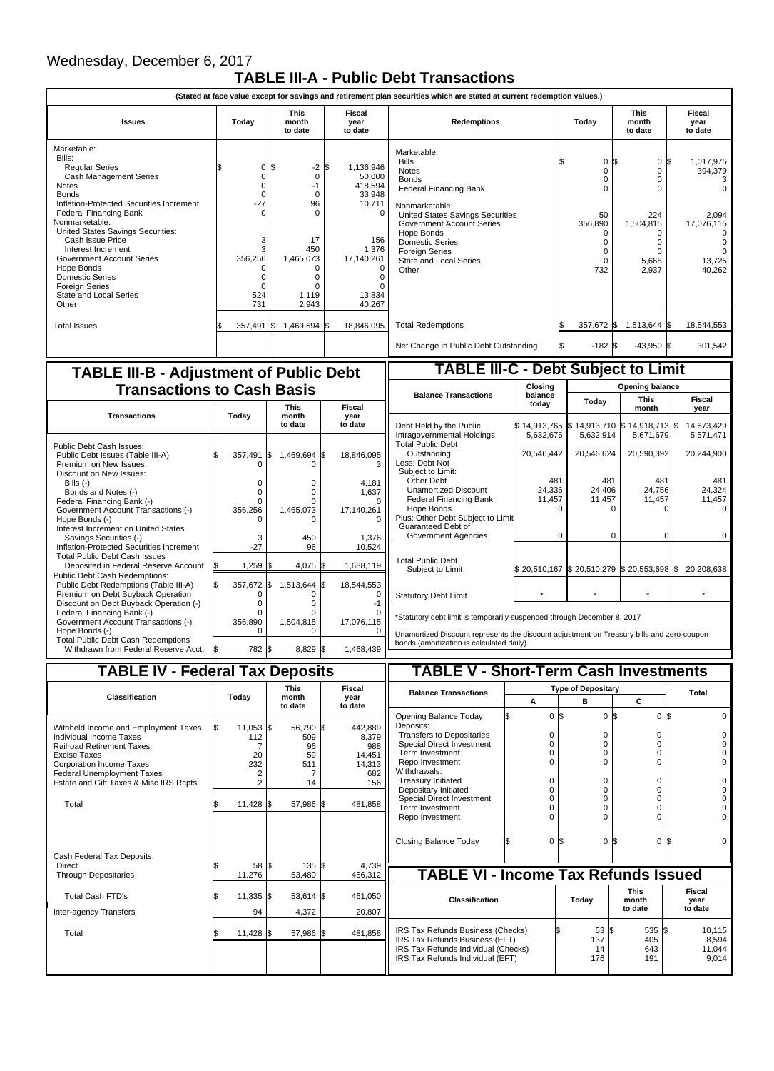Wednesday, December 6, 2017

# TABLE III-A - Public Debt Transactions

(Stated at face value except for savings and retirement plan securities which are stated at current redemption values.)

| Issues | Today | This month to date | Fiscal year to date |
|---|---|---|---|
| Marketable: | | | |
| Bills: | | | |
| Regular Series | $ 0 | $ -2 | $ 1,136,946 |
| Cash Management Series | 0 | 0 | 50,000 |
| Notes | 0 | -1 | 418,594 |
| Bonds | 0 | 0 | 33,948 |
| Inflation-Protected Securities Increment | -27 | 96 | 10,711 |
| Federal Financing Bank | 0 | 0 | 0 |
| Nonmarketable: | | | |
| United States Savings Securities: | | | |
| Cash Issue Price | 3 | 17 | 156 |
| Interest Increment | 3 | 450 | 1,376 |
| Government Account Series | 356,256 | 1,465,073 | 17,140,261 |
| Hope Bonds | 0 | 0 | 0 |
| Domestic Series | 0 | 0 | 0 |
| Foreign Series | 0 | 0 | 0 |
| State and Local Series | 524 | 1,119 | 13,834 |
| Other | 731 | 2,943 | 40,267 |
| Total Issues | $ 357,491 | $ 1,469,694 | $ 18,846,095 |

| Redemptions | Today | This month to date | Fiscal year to date |
|---|---|---|---|
| Marketable: | | | |
| Bills | $ 0 | $ 0 | $ 1,017,975 |
| Notes | 0 | 0 | 394,379 |
| Bonds | 0 | 0 | 3 |
| Federal Financing Bank | 0 | 0 | 0 |
| Nonmarketable: | | | |
| United States Savings Securities | 50 | 224 | 2,094 |
| Government Account Series | 356,890 | 1,504,815 | 17,076,115 |
| Hope Bonds | 0 | 0 | 0 |
| Domestic Series | 0 | 0 | 0 |
| Foreign Series | 0 | 0 | 0 |
| State and Local Series | 0 | 5,668 | 13,725 |
| Other | 732 | 2,937 | 40,262 |
| Total Redemptions | $ 357,672 | $ 1,513,644 | $ 18,544,553 |
| Net Change in Public Debt Outstanding | $ -182 | $ -43,950 | $ 301,542 |

# TABLE III-B - Adjustment of Public Debt Transactions to Cash Basis

| Transactions | Today | This month to date | Fiscal year to date |
|---|---|---|---|
| Public Debt Cash Issues: | | | |
| Public Debt Issues (Table III-A) | $ 357,491 | $ 1,469,694 | $ 18,846,095 |
| Premium on New Issues | 0 | 0 | 3 |
| Discount on New Issues: | | | |
| Bills (-) | 0 | 0 | 4,181 |
| Bonds and Notes (-) | 0 | 0 | 1,637 |
| Federal Financing Bank (-) | 0 | 0 | 0 |
| Government Account Transactions (-) | 356,256 | 1,465,073 | 17,140,261 |
| Hope Bonds (-) | 0 | 0 | 0 |
| Interest Increment on United States Savings Securities (-) | 3 | 450 | 1,376 |
| Inflation-Protected Securities Increment | -27 | 96 | 10,524 |
| Total Public Debt Cash Issues Deposited in Federal Reserve Account | $ 1,259 | $ 4,075 | $ 1,688,119 |
| Public Debt Cash Redemptions: | | | |
| Public Debt Redemptions (Table III-A) | $ 357,672 | $ 1,513,644 | $ 18,544,553 |
| Premium on Debt Buyback Operation | 0 | 0 | 0 |
| Discount on Debt Buyback Operation (-) | 0 | 0 | -1 |
| Federal Financing Bank (-) | 0 | 0 | 0 |
| Government Account Transactions (-) | 356,890 | 1,504,815 | 17,076,115 |
| Hope Bonds (-) | 0 | 0 | 0 |
| Total Public Debt Cash Redemptions Withdrawn from Federal Reserve Acct. | $ 782 | $ 8,829 | $ 1,468,439 |

# TABLE III-C - Debt Subject to Limit

| Balance Transactions | Closing balance today | Opening balance Today | Opening balance This month | Opening balance Fiscal year |
|---|---|---|---|---|
| Debt Held by the Public | $ 14,913,765 | $ 14,913,710 | $ 14,918,713 | $ 14,673,429 |
| Intragovernmental Holdings | 5,632,676 | 5,632,914 | 5,671,679 | 5,571,471 |
| Total Public Debt Outstanding | 20,546,442 | 20,546,624 | 20,590,392 | 20,244,900 |
| Less: Debt Not Subject to Limit: | | | | |
| Other Debt | 481 | 481 | 481 | 481 |
| Unamortized Discount | 24,336 | 24,406 | 24,756 | 24,324 |
| Federal Financing Bank | 11,457 | 11,457 | 11,457 | 11,457 |
| Hope Bonds | 0 | 0 | 0 | 0 |
| Plus: Other Debt Subject to Limit | | | | |
| Guaranteed Debt of Government Agencies | 0 | 0 | 0 | 0 |
| Total Public Debt Subject to Limit | $ 20,510,167 | $ 20,510,279 | $ 20,553,698 | $ 20,208,638 |
| Statutory Debt Limit | * | * | * | * |

*Statutory debt limit is temporarily suspended through December 8, 2017

Unamortized Discount represents the discount adjustment on Treasury bills and zero-coupon bonds (amortization is calculated daily).

# TABLE IV - Federal Tax Deposits

| Classification | Today | This month to date | Fiscal year to date |
|---|---|---|---|
| Withheld Income and Employment Taxes | $ 11,053 | $ 56,790 | $ 442,889 |
| Individual Income Taxes | 112 | 509 | 8,379 |
| Railroad Retirement Taxes | 7 | 96 | 988 |
| Excise Taxes | 20 | 59 | 14,451 |
| Corporation Income Taxes | 232 | 511 | 14,313 |
| Federal Unemployment Taxes | 2 | 7 | 682 |
| Estate and Gift Taxes & Misc IRS Rcpts. | 2 | 14 | 156 |
| Total | $ 11,428 | $ 57,986 | $ 481,858 |
| Cash Federal Tax Deposits: | | | |
| Direct | $ 58 | $ 135 | $ 4,739 |
| Through Depositaries | 11,276 | 53,480 | 456,312 |
| Total Cash FTD's | $ 11,335 | $ 53,614 | $ 461,050 |
| Inter-agency Transfers | 94 | 4,372 | 20,807 |
| Total | $ 11,428 | $ 57,986 | $ 481,858 |

# TABLE V - Short-Term Cash Investments

| Balance Transactions | Type of Depositary A | B | C | Total |
|---|---|---|---|---|
| Opening Balance Today | $ 0 | $ 0 | $ 0 | $ 0 |
| Deposits: | | | | |
| Transfers to Depositaries | 0 | 0 | 0 | 0 |
| Special Direct Investment | 0 | 0 | 0 | 0 |
| Term Investment | 0 | 0 | 0 | 0 |
| Repo Investment | 0 | 0 | 0 | 0 |
| Withdrawals: | | | | |
| Treasury Initiated | 0 | 0 | 0 | 0 |
| Depositary Initiated | 0 | 0 | 0 | 0 |
| Special Direct Investment | 0 | 0 | 0 | 0 |
| Term Investment | 0 | 0 | 0 | 0 |
| Repo Investment | 0 | 0 | 0 | 0 |
| Closing Balance Today | $ 0 | $ 0 | $ 0 | $ 0 |

# TABLE VI - Income Tax Refunds Issued

| Classification | Today | This month to date | Fiscal year to date |
|---|---|---|---|
| IRS Tax Refunds Business (Checks) | $ 53 | $ 535 | $ 10,115 |
| IRS Tax Refunds Business (EFT) | 137 | 405 | 8,594 |
| IRS Tax Refunds Individual (Checks) | 14 | 643 | 11,044 |
| IRS Tax Refunds Individual (EFT) | 176 | 191 | 9,014 |